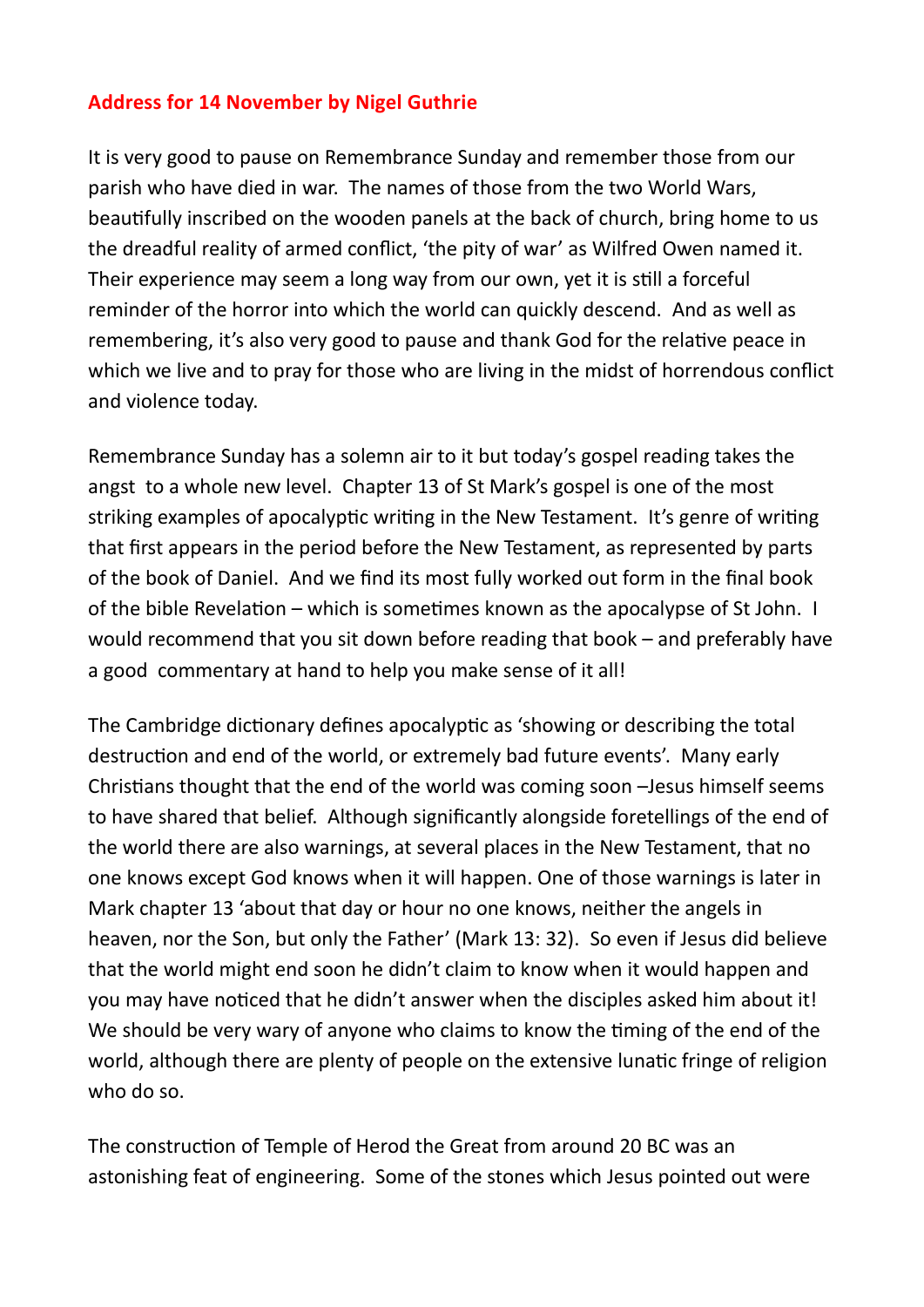# Address for 14 November by Nigel Guthrie

It is very good to pause on Remembrance Sunday and remember those from our parish who have died in war. The names of those from the two World Wars, beautifully inscribed on the wooden panels at the back of church, bring home to us the dreadful reality of armed conflict, 'the pity of war' as Wilfred Owen named it. Their experience may seem a long way from our own, yet it is still a forceful reminder of the horror into which the world can quickly descend. And as well as remembering, it's also very good to pause and thank God for the relative peace in which we live and to pray for those who are living in the midst of horrendous conflict and violence today.

Remembrance Sunday has a solemn air to it but today's gospel reading takes the angst to a whole new level. Chapter 13 of St Mark's gospel is one of the most striking examples of apocalyptic writing in the New Testament. It's genre of writing that first appears in the period before the New Testament, as represented by parts of the book of Daniel. And we find its most fully worked out form in the final book of the bible Revelation – which is sometimes known as the apocalypse of St John. I would recommend that you sit down before reading that book – and preferably have a good commentary at hand to help you make sense of it all!

The Cambridge dictionary defines apocalyptic as 'showing or describing the total destruction and end of the world, or extremely bad future events'. Many early Christians thought that the end of the world was coming soon –Jesus himself seems to have shared that belief. Although significantly alongside foretellings of the end of the world there are also warnings, at several places in the New Testament, that no one knows except God knows when it will happen. One of those warnings is later in Mark chapter 13 'about that day or hour no one knows, neither the angels in heaven, nor the Son, but only the Father' (Mark 13: 32). So even if Jesus did believe that the world might end soon he didn't claim to know when it would happen and you may have noticed that he didn't answer when the disciples asked him about it! We should be very wary of anyone who claims to know the timing of the end of the world, although there are plenty of people on the extensive lunatic fringe of religion who do so.

The construction of Temple of Herod the Great from around 20 BC was an astonishing feat of engineering. Some of the stones which Jesus pointed out were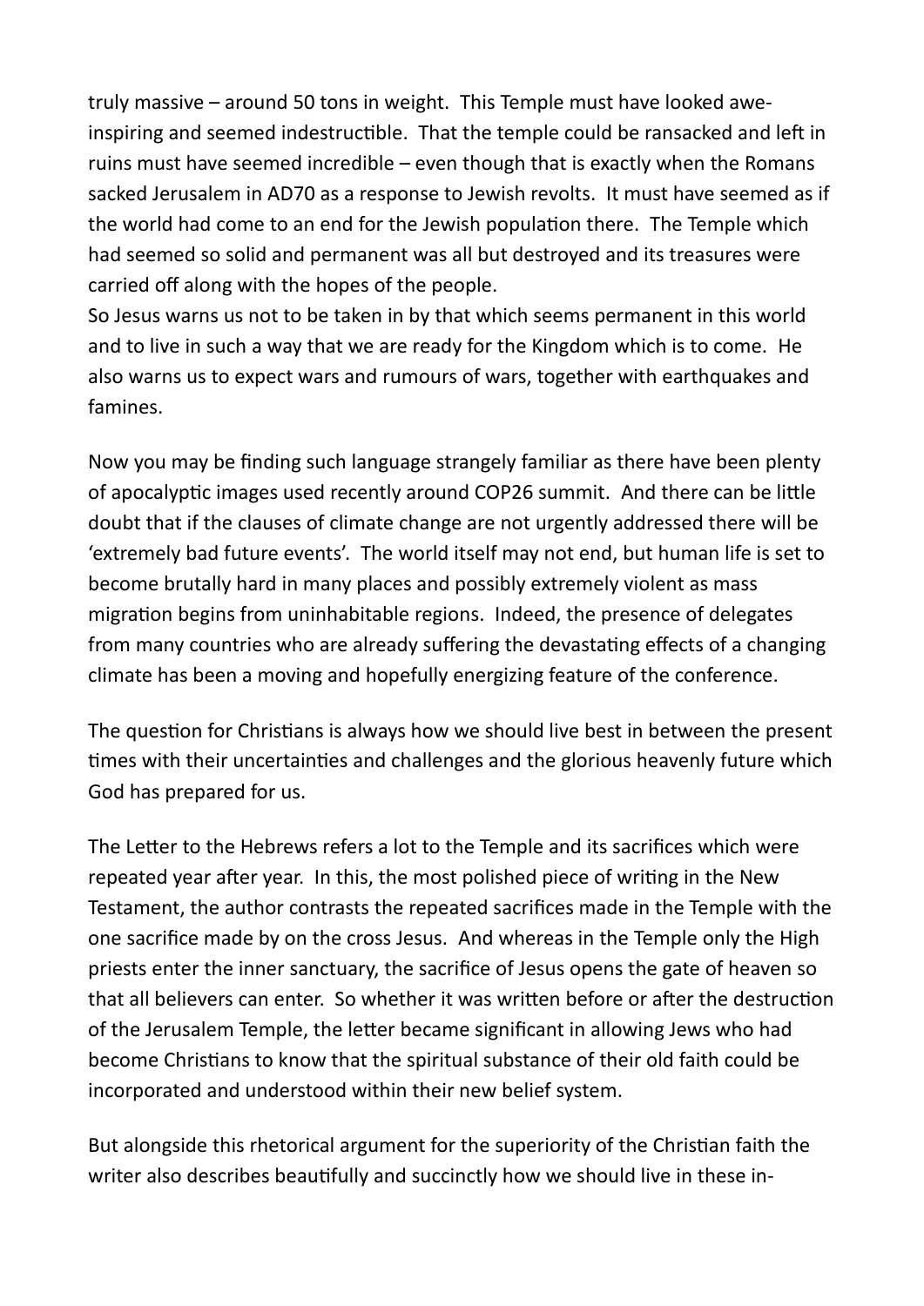truly massive – around 50 tons in weight. This Temple must have looked awe-inspiring and seemed indestructible. That the temple could be ransacked and left in ruins must have seemed incredible – even though that is exactly when the Romans sacked Jerusalem in AD70 as a response to Jewish revolts. It must have seemed as if the world had come to an end for the Jewish population there. The Temple which had seemed so solid and permanent was all but destroyed and its treasures were carried off along with the hopes of the people.
So Jesus warns us not to be taken in by that which seems permanent in this world and to live in such a way that we are ready for the Kingdom which is to come. He also warns us to expect wars and rumours of wars, together with earthquakes and famines.

Now you may be finding such language strangely familiar as there have been plenty of apocalyptic images used recently around COP26 summit. And there can be little doubt that if the clauses of climate change are not urgently addressed there will be 'extremely bad future events'. The world itself may not end, but human life is set to become brutally hard in many places and possibly extremely violent as mass migration begins from uninhabitable regions. Indeed, the presence of delegates from many countries who are already suffering the devastating effects of a changing climate has been a moving and hopefully energizing feature of the conference.

The question for Christians is always how we should live best in between the present times with their uncertainties and challenges and the glorious heavenly future which God has prepared for us.

The Letter to the Hebrews refers a lot to the Temple and its sacrifices which were repeated year after year. In this, the most polished piece of writing in the New Testament, the author contrasts the repeated sacrifices made in the Temple with the one sacrifice made by on the cross Jesus. And whereas in the Temple only the High priests enter the inner sanctuary, the sacrifice of Jesus opens the gate of heaven so that all believers can enter. So whether it was written before or after the destruction of the Jerusalem Temple, the letter became significant in allowing Jews who had become Christians to know that the spiritual substance of their old faith could be incorporated and understood within their new belief system.

But alongside this rhetorical argument for the superiority of the Christian faith the writer also describes beautifully and succinctly how we should live in these in-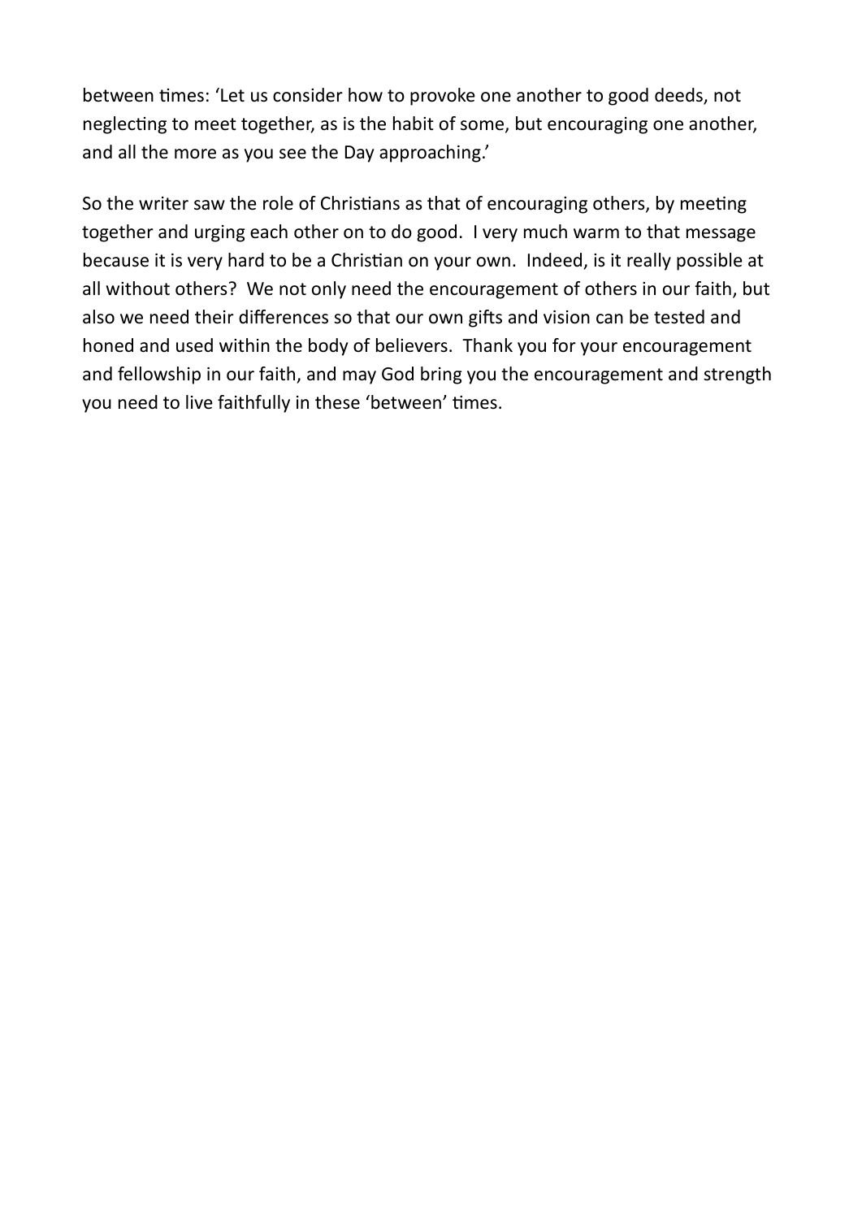between times: 'Let us consider how to provoke one another to good deeds, not neglecting to meet together, as is the habit of some, but encouraging one another, and all the more as you see the Day approaching.'

So the writer saw the role of Christians as that of encouraging others, by meeting together and urging each other on to do good. I very much warm to that message because it is very hard to be a Christian on your own. Indeed, is it really possible at all without others? We not only need the encouragement of others in our faith, but also we need their differences so that our own gifts and vision can be tested and honed and used within the body of believers. Thank you for your encouragement and fellowship in our faith, and may God bring you the encouragement and strength you need to live faithfully in these 'between' times.